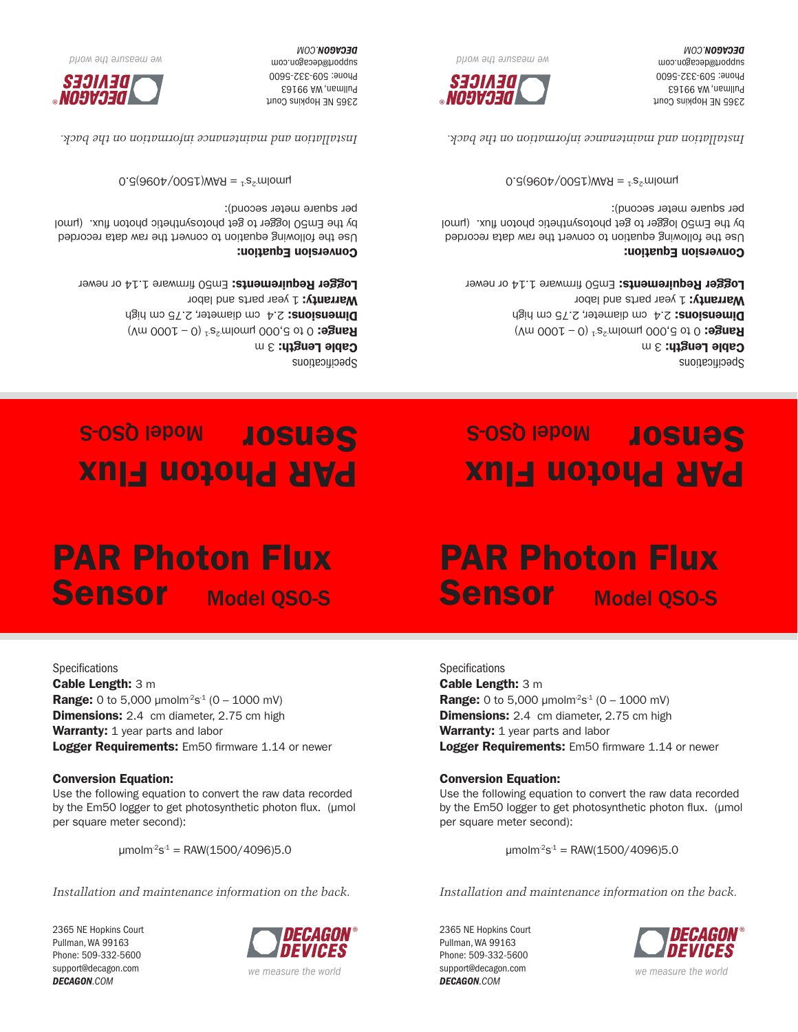# PAR Photon Flux Sensor

## Model QSO-S

Specifications

**Cable Length:** 3 m

**Range:** 0 to 5,000 $\mu mol\,m^{-2}s^{-1}$ (0 – 1000 mV)

**Dimensions:** 2.4 cm diameter, 2.75 cm high

**Warranty:** 1 year parts and labor

**Logger Requirements:** Em50 firmware 1.14 or newer

**Conversion Equation:**

Use the following equation to convert the raw data recorded by the Em50 logger to get photosynthetic photon flux. (μmol per square meter second):

$$\mu mol\,m^{-2}s^{-1} = RAW(1500/4096)5.0$$

*Installation and maintenance information on the back.*

2365 NE Hopkins Court
Pullman, WA 99163
Phone: 509-332-5600
support@decagon.com
***DECAGON**.COM*

DECAGON® DEVICES

*we measure the world*

---

# PAR Photon Flux Sensor

## Model QSO-S

Specifications

**Cable Length:** 3 m

**Range:** 0 to 5,000 $\mu mol\,m^{-2}s^{-1}$ (0 – 1000 mV)

**Dimensions:** 2.4 cm diameter, 2.75 cm high

**Warranty:** 1 year parts and labor

**Logger Requirements:** Em50 firmware 1.14 or newer

**Conversion Equation:**

Use the following equation to convert the raw data recorded by the Em50 logger to get photosynthetic photon flux. (μmol per square meter second):

$$\mu mol\,m^{-2}s^{-1} = RAW(1500/4096)5.0$$

*Installation and maintenance information on the back.*

2365 NE Hopkins Court
Pullman, WA 99163
Phone: 509-332-5600
support@decagon.com
***DECAGON**.COM*

DECAGON® DEVICES

*we measure the world*

---

# PAR Photon Flux Sensor

## Model QSO-S

Specifications

**Cable Length:** 3 m

**Range:** 0 to 5,000 $\mu mol\,m^{-2}s^{-1}$ (0 – 1000 mV)

**Dimensions:** 2.4 cm diameter, 2.75 cm high

**Warranty:** 1 year parts and labor

**Logger Requirements:** Em50 firmware 1.14 or newer

**Conversion Equation:**

Use the following equation to convert the raw data recorded by the Em50 logger to get photosynthetic photon flux. (μmol per square meter second):

$$\mu mol\,m^{-2}s^{-1} = RAW(1500/4096)5.0$$

*Installation and maintenance information on the back.*

2365 NE Hopkins Court
Pullman, WA 99163
Phone: 509-332-5600
support@decagon.com
***DECAGON**.COM*

DECAGON® DEVICES

*we measure the world*

---

# PAR Photon Flux Sensor

## Model QSO-S

Specifications

**Cable Length:** 3 m

**Range:** 0 to 5,000 $\mu mol\,m^{-2}s^{-1}$ (0 – 1000 mV)

**Dimensions:** 2.4 cm diameter, 2.75 cm high

**Warranty:** 1 year parts and labor

**Logger Requirements:** Em50 firmware 1.14 or newer

**Conversion Equation:**

Use the following equation to convert the raw data recorded by the Em50 logger to get photosynthetic photon flux. (μmol per square meter second):

$$\mu mol\,m^{-2}s^{-1} = RAW(1500/4096)5.0$$

*Installation and maintenance information on the back.*

2365 NE Hopkins Court
Pullman, WA 99163
Phone: 509-332-5600
support@decagon.com
***DECAGON**.COM*

DECAGON® DEVICES

*we measure the world*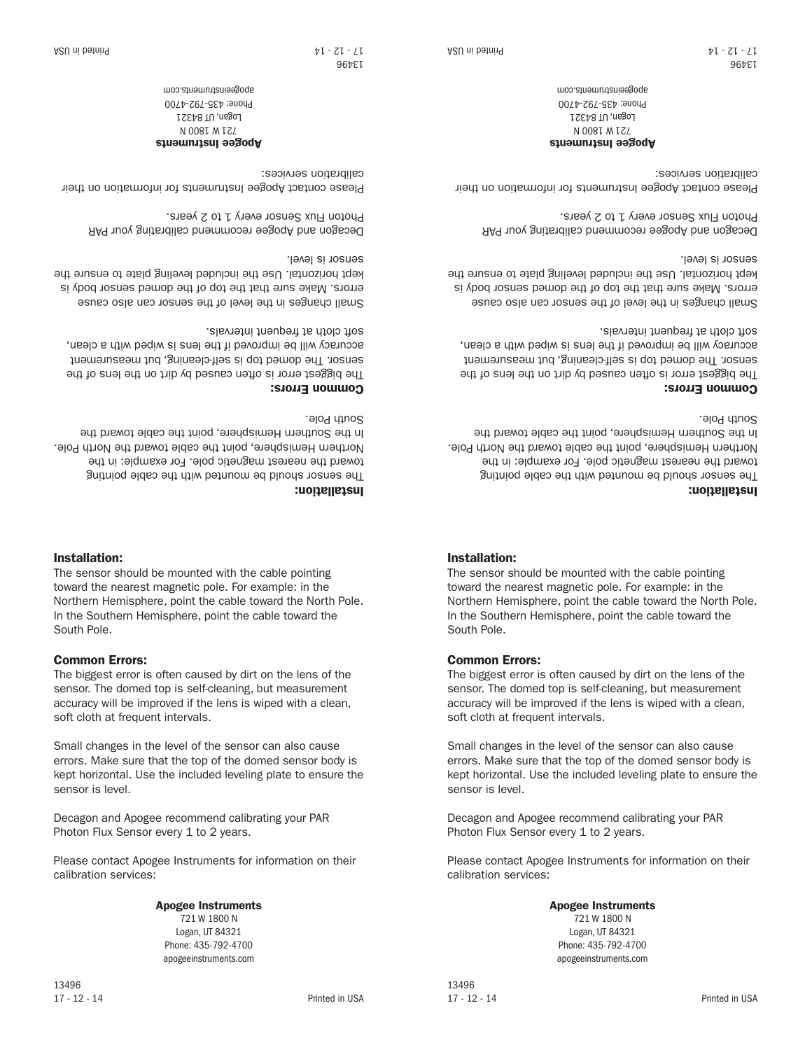**Installation:**
The sensor should be mounted with the cable pointing toward the nearest magnetic pole. For example: in the Northern Hemisphere, point the cable toward the North Pole. In the Southern Hemisphere, point the cable toward the South Pole.

**Common Errors:**
The biggest error is often caused by dirt on the lens of the sensor. The domed top is self-cleaning, but measurement accuracy will be improved if the lens is wiped with a clean, soft cloth at frequent intervals.

Small changes in the level of the sensor can also cause errors. Make sure that the top of the domed sensor body is kept horizontal. Use the included leveling plate to ensure the sensor is level.

Decagon and Apogee recommend calibrating your PAR Photon Flux Sensor every 1 to 2 years.

Please contact Apogee Instruments for information on their calibration services:

**Apogee Instruments**
721 W 1800 N
Logan, UT 84321
Phone: 435-792-4700
apogeeinstruments.com

13496
17 - 12 - 14
Printed in USA

**Installation:**
The sensor should be mounted with the cable pointing toward the nearest magnetic pole. For example: in the Northern Hemisphere, point the cable toward the North Pole. In the Southern Hemisphere, point the cable toward the South Pole.

**Common Errors:**
The biggest error is often caused by dirt on the lens of the sensor. The domed top is self-cleaning, but measurement accuracy will be improved if the lens is wiped with a clean, soft cloth at frequent intervals.

Small changes in the level of the sensor can also cause errors. Make sure that the top of the domed sensor body is kept horizontal. Use the included leveling plate to ensure the sensor is level.

Decagon and Apogee recommend calibrating your PAR Photon Flux Sensor every 1 to 2 years.

Please contact Apogee Instruments for information on their calibration services:

**Apogee Instruments**
721 W 1800 N
Logan, UT 84321
Phone: 435-792-4700
apogeeinstruments.com

13496
17 - 12 - 14
Printed in USA

**Installation:**
The sensor should be mounted with the cable pointing toward the nearest magnetic pole. For example: in the Northern Hemisphere, point the cable toward the North Pole. In the Southern Hemisphere, point the cable toward the South Pole.

**Common Errors:**
The biggest error is often caused by dirt on the lens of the sensor. The domed top is self-cleaning, but measurement accuracy will be improved if the lens is wiped with a clean, soft cloth at frequent intervals.

Small changes in the level of the sensor can also cause errors. Make sure that the top of the domed sensor body is kept horizontal. Use the included leveling plate to ensure the sensor is level.

Decagon and Apogee recommend calibrating your PAR Photon Flux Sensor every 1 to 2 years.

Please contact Apogee Instruments for information on their calibration services:

**Apogee Instruments**
721 W 1800 N
Logan, UT 84321
Phone: 435-792-4700
apogeeinstruments.com

13496
17 - 12 - 14
Printed in USA

**Installation:**
The sensor should be mounted with the cable pointing toward the nearest magnetic pole. For example: in the Northern Hemisphere, point the cable toward the North Pole. In the Southern Hemisphere, point the cable toward the South Pole.

**Common Errors:**
The biggest error is often caused by dirt on the lens of the sensor. The domed top is self-cleaning, but measurement accuracy will be improved if the lens is wiped with a clean, soft cloth at frequent intervals.

Small changes in the level of the sensor can also cause errors. Make sure that the top of the domed sensor body is kept horizontal. Use the included leveling plate to ensure the sensor is level.

Decagon and Apogee recommend calibrating your PAR Photon Flux Sensor every 1 to 2 years.

Please contact Apogee Instruments for information on their calibration services:

**Apogee Instruments**
721 W 1800 N
Logan, UT 84321
Phone: 435-792-4700
apogeeinstruments.com

13496
17 - 12 - 14
Printed in USA